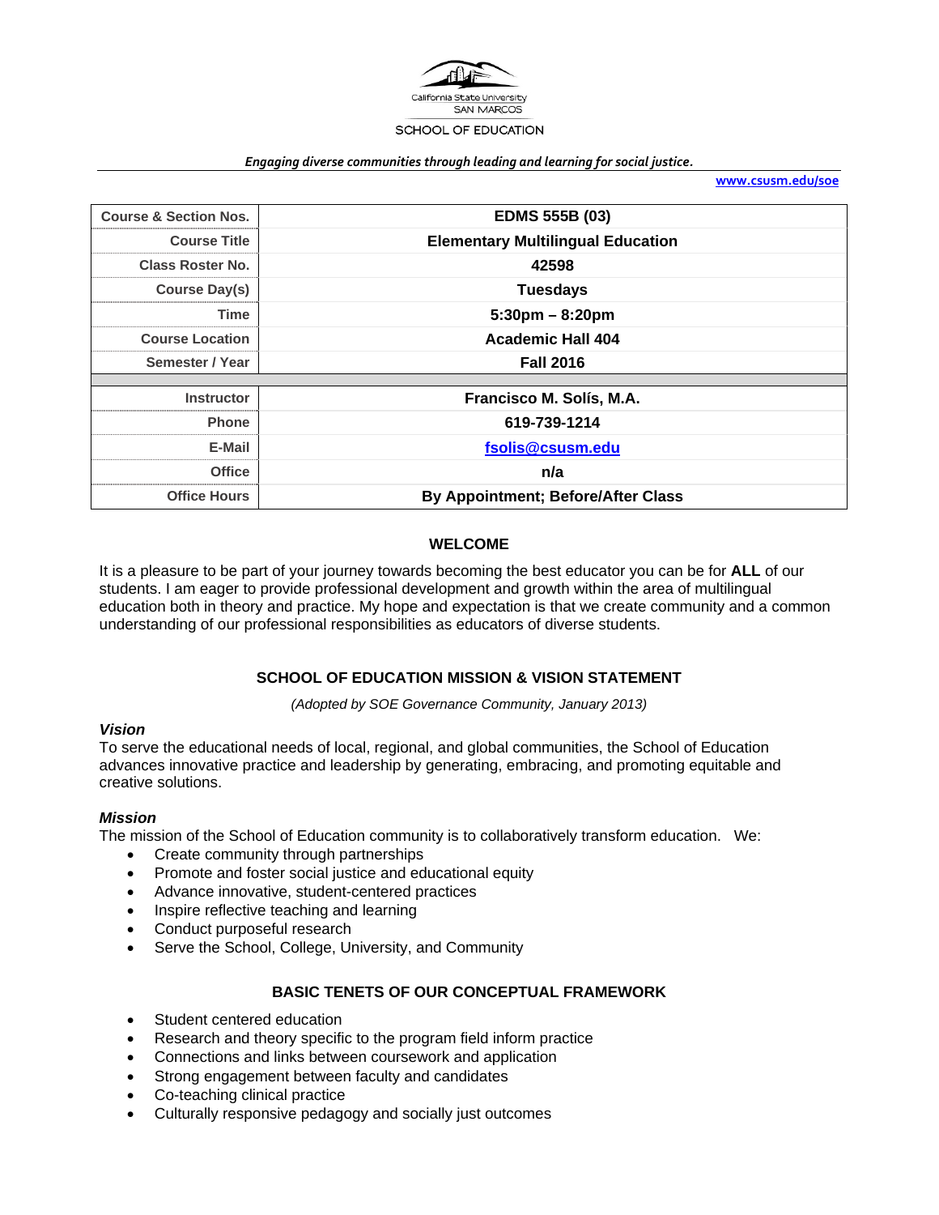California State University SAN MARCOS

SCHOOL OF EDUCATION

***Engaging diverse communities through leading and learning for social justice.***

www.csusm.edu/soe

| Course & Section Nos. | EDMS 555B (03) |
|---|---|
| Course Title | Elementary Multilingual Education |
| Class Roster No. | 42598 |
| Course Day(s) | Tuesdays |
| Time | 5:30pm – 8:20pm |
| Course Location | Academic Hall 404 |
| Semester / Year | Fall 2016 |
| | |
| Instructor | Francisco M. Solís, M.A. |
| Phone | 619-739-1214 |
| E-Mail | fsolis@csusm.edu |
| Office | n/a |
| Office Hours | By Appointment; Before/After Class |

## WELCOME

It is a pleasure to be part of your journey towards becoming the best educator you can be for **ALL** of our students. I am eager to provide professional development and growth within the area of multilingual education both in theory and practice. My hope and expectation is that we create community and a common understanding of our professional responsibilities as educators of diverse students.

## SCHOOL OF EDUCATION MISSION & VISION STATEMENT

*(Adopted by SOE Governance Community, January 2013)*

### *Vision*

To serve the educational needs of local, regional, and global communities, the School of Education advances innovative practice and leadership by generating, embracing, and promoting equitable and creative solutions.

### *Mission*

The mission of the School of Education community is to collaboratively transform education. We:

- Create community through partnerships
- Promote and foster social justice and educational equity
- Advance innovative, student-centered practices
- Inspire reflective teaching and learning
- Conduct purposeful research
- Serve the School, College, University, and Community

## BASIC TENETS OF OUR CONCEPTUAL FRAMEWORK

- Student centered education
- Research and theory specific to the program field inform practice
- Connections and links between coursework and application
- Strong engagement between faculty and candidates
- Co-teaching clinical practice
- Culturally responsive pedagogy and socially just outcomes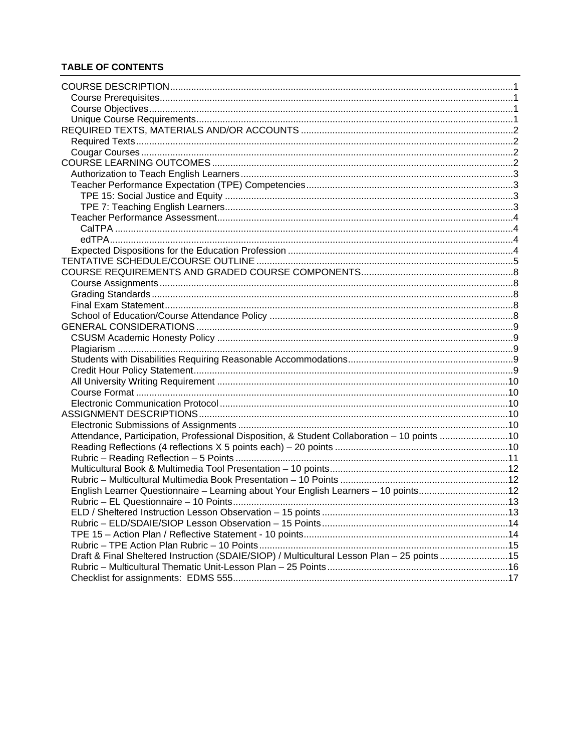## TABLE OF CONTENTS

- COURSE DESCRIPTION ..... 1
  - Course Prerequisites ..... 1
  - Course Objectives ..... 1
  - Unique Course Requirements ..... 1
- REQUIRED TEXTS, MATERIALS AND/OR ACCOUNTS ..... 2
  - Required Texts ..... 2
  - Cougar Courses ..... 2
- COURSE LEARNING OUTCOMES ..... 2
  - Authorization to Teach English Learners ..... 3
  - Teacher Performance Expectation (TPE) Competencies ..... 3
    - TPE 15: Social Justice and Equity ..... 3
    - TPE 7: Teaching English Learners ..... 3
  - Teacher Performance Assessment ..... 4
    - CalTPA ..... 4
    - edTPA ..... 4
  - Expected Dispositions for the Education Profession ..... 4
- TENTATIVE SCHEDULE/COURSE OUTLINE ..... 5
- COURSE REQUIREMENTS AND GRADED COURSE COMPONENTS ..... 8
  - Course Assignments ..... 8
  - Grading Standards ..... 8
  - Final Exam Statement ..... 8
  - School of Education/Course Attendance Policy ..... 8
- GENERAL CONSIDERATIONS ..... 9
  - CSUSM Academic Honesty Policy ..... 9
  - Plagiarism ..... 9
  - Students with Disabilities Requiring Reasonable Accommodations ..... 9
  - Credit Hour Policy Statement ..... 9
  - All University Writing Requirement ..... 10
  - Course Format ..... 10
  - Electronic Communication Protocol ..... 10
- ASSIGNMENT DESCRIPTIONS ..... 10
  - Electronic Submissions of Assignments ..... 10
  - Attendance, Participation, Professional Disposition, & Student Collaboration – 10 points ..... 10
  - Reading Reflections (4 reflections X 5 points each) – 20 points ..... 10
  - Rubric – Reading Reflection – 5 Points ..... 11
  - Multicultural Book & Multimedia Tool Presentation – 10 points ..... 12
  - Rubric – Multicultural Multimedia Book Presentation – 10 Points ..... 12
  - English Learner Questionnaire – Learning about Your English Learners – 10 points ..... 12
  - Rubric – EL Questionnaire – 10 Points ..... 13
  - ELD / Sheltered Instruction Lesson Observation – 15 points ..... 13
  - Rubric – ELD/SDAIE/SIOP Lesson Observation – 15 Points ..... 14
  - TPE 15 – Action Plan / Reflective Statement - 10 points ..... 14
  - Rubric – TPE Action Plan Rubric – 10 Points ..... 15
  - Draft & Final Sheltered Instruction (SDAIE/SIOP) / Multicultural Lesson Plan – 25 points ..... 15
  - Rubric – Multicultural Thematic Unit-Lesson Plan – 25 Points ..... 16
  - Checklist for assignments: EDMS 555 ..... 17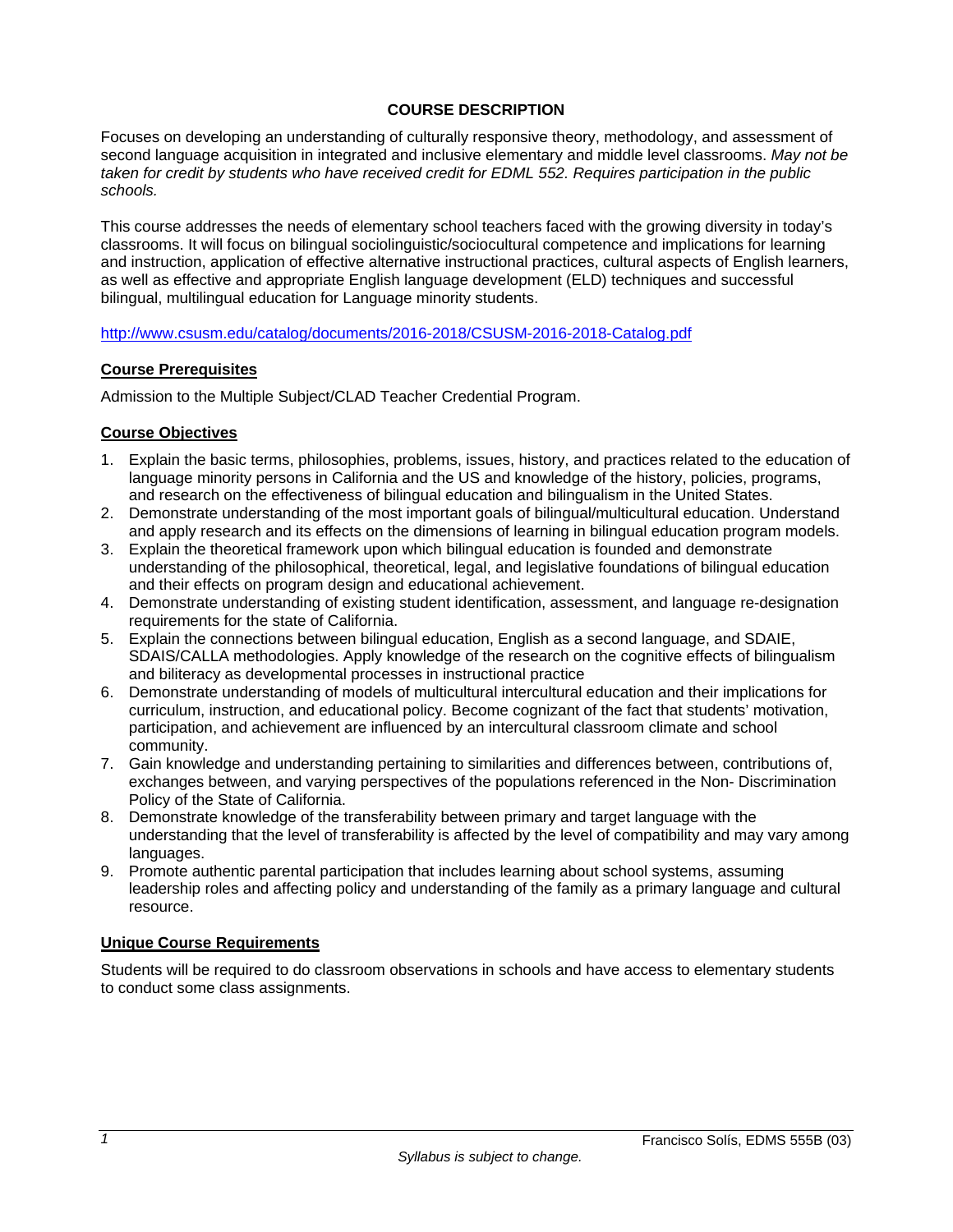## COURSE DESCRIPTION

Focuses on developing an understanding of culturally responsive theory, methodology, and assessment of second language acquisition in integrated and inclusive elementary and middle level classrooms. *May not be taken for credit by students who have received credit for EDML 552. Requires participation in the public schools.*

This course addresses the needs of elementary school teachers faced with the growing diversity in today's classrooms. It will focus on bilingual sociolinguistic/sociocultural competence and implications for learning and instruction, application of effective alternative instructional practices, cultural aspects of English learners, as well as effective and appropriate English language development (ELD) techniques and successful bilingual, multilingual education for Language minority students.

http://www.csusm.edu/catalog/documents/2016-2018/CSUSM-2016-2018-Catalog.pdf

### Course Prerequisites

Admission to the Multiple Subject/CLAD Teacher Credential Program.

### Course Objectives

1. Explain the basic terms, philosophies, problems, issues, history, and practices related to the education of language minority persons in California and the US and knowledge of the history, policies, programs, and research on the effectiveness of bilingual education and bilingualism in the United States.
2. Demonstrate understanding of the most important goals of bilingual/multicultural education. Understand and apply research and its effects on the dimensions of learning in bilingual education program models.
3. Explain the theoretical framework upon which bilingual education is founded and demonstrate understanding of the philosophical, theoretical, legal, and legislative foundations of bilingual education and their effects on program design and educational achievement.
4. Demonstrate understanding of existing student identification, assessment, and language re-designation requirements for the state of California.
5. Explain the connections between bilingual education, English as a second language, and SDAIE, SDAIS/CALLA methodologies. Apply knowledge of the research on the cognitive effects of bilingualism and biliteracy as developmental processes in instructional practice
6. Demonstrate understanding of models of multicultural intercultural education and their implications for curriculum, instruction, and educational policy. Become cognizant of the fact that students' motivation, participation, and achievement are influenced by an intercultural classroom climate and school community.
7. Gain knowledge and understanding pertaining to similarities and differences between, contributions of, exchanges between, and varying perspectives of the populations referenced in the Non- Discrimination Policy of the State of California.
8. Demonstrate knowledge of the transferability between primary and target language with the understanding that the level of transferability is affected by the level of compatibility and may vary among languages.
9. Promote authentic parental participation that includes learning about school systems, assuming leadership roles and affecting policy and understanding of the family as a primary language and cultural resource.

### Unique Course Requirements

Students will be required to do classroom observations in schools and have access to elementary students to conduct some class assignments.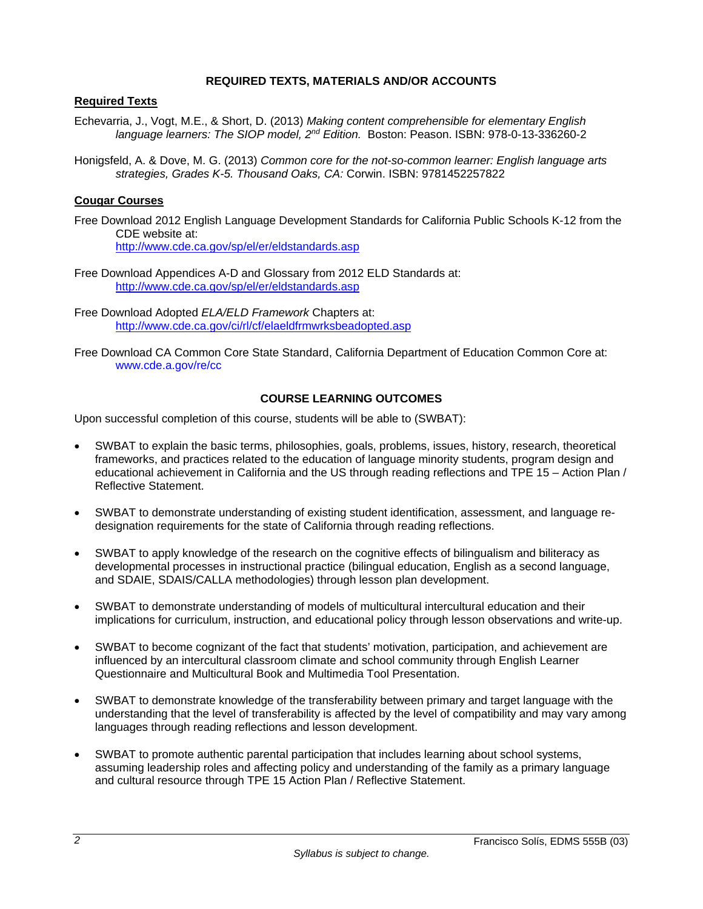## REQUIRED TEXTS, MATERIALS AND/OR ACCOUNTS

**Required Texts**

Echevarria, J., Vogt, M.E., & Short, D. (2013) *Making content comprehensible for elementary English language learners: The SIOP model, 2nd Edition.* Boston: Peason. ISBN: 978-0-13-336260-2

Honigsfeld, A. & Dove, M. G. (2013) *Common core for the not-so-common learner: English language arts strategies, Grades K-5. Thousand Oaks, CA:* Corwin. ISBN: 9781452257822

**Cougar Courses**

Free Download 2012 English Language Development Standards for California Public Schools K-12 from the CDE website at:
http://www.cde.ca.gov/sp/el/er/eldstandards.asp

Free Download Appendices A-D and Glossary from 2012 ELD Standards at:
http://www.cde.ca.gov/sp/el/er/eldstandards.asp

Free Download Adopted *ELA/ELD Framework* Chapters at:
http://www.cde.ca.gov/ci/rl/cf/elaeldfrmwrksbeadopted.asp

Free Download CA Common Core State Standard, California Department of Education Common Core at:
www.cde.a.gov/re/cc

## COURSE LEARNING OUTCOMES

Upon successful completion of this course, students will be able to (SWBAT):

- SWBAT to explain the basic terms, philosophies, goals, problems, issues, history, research, theoretical frameworks, and practices related to the education of language minority students, program design and educational achievement in California and the US through reading reflections and TPE 15 – Action Plan / Reflective Statement.
- SWBAT to demonstrate understanding of existing student identification, assessment, and language re-designation requirements for the state of California through reading reflections.
- SWBAT to apply knowledge of the research on the cognitive effects of bilingualism and biliteracy as developmental processes in instructional practice (bilingual education, English as a second language, and SDAIE, SDAIS/CALLA methodologies) through lesson plan development.
- SWBAT to demonstrate understanding of models of multicultural intercultural education and their implications for curriculum, instruction, and educational policy through lesson observations and write-up.
- SWBAT to become cognizant of the fact that students' motivation, participation, and achievement are influenced by an intercultural classroom climate and school community through English Learner Questionnaire and Multicultural Book and Multimedia Tool Presentation.
- SWBAT to demonstrate knowledge of the transferability between primary and target language with the understanding that the level of transferability is affected by the level of compatibility and may vary among languages through reading reflections and lesson development.
- SWBAT to promote authentic parental participation that includes learning about school systems, assuming leadership roles and affecting policy and understanding of the family as a primary language and cultural resource through TPE 15 Action Plan / Reflective Statement.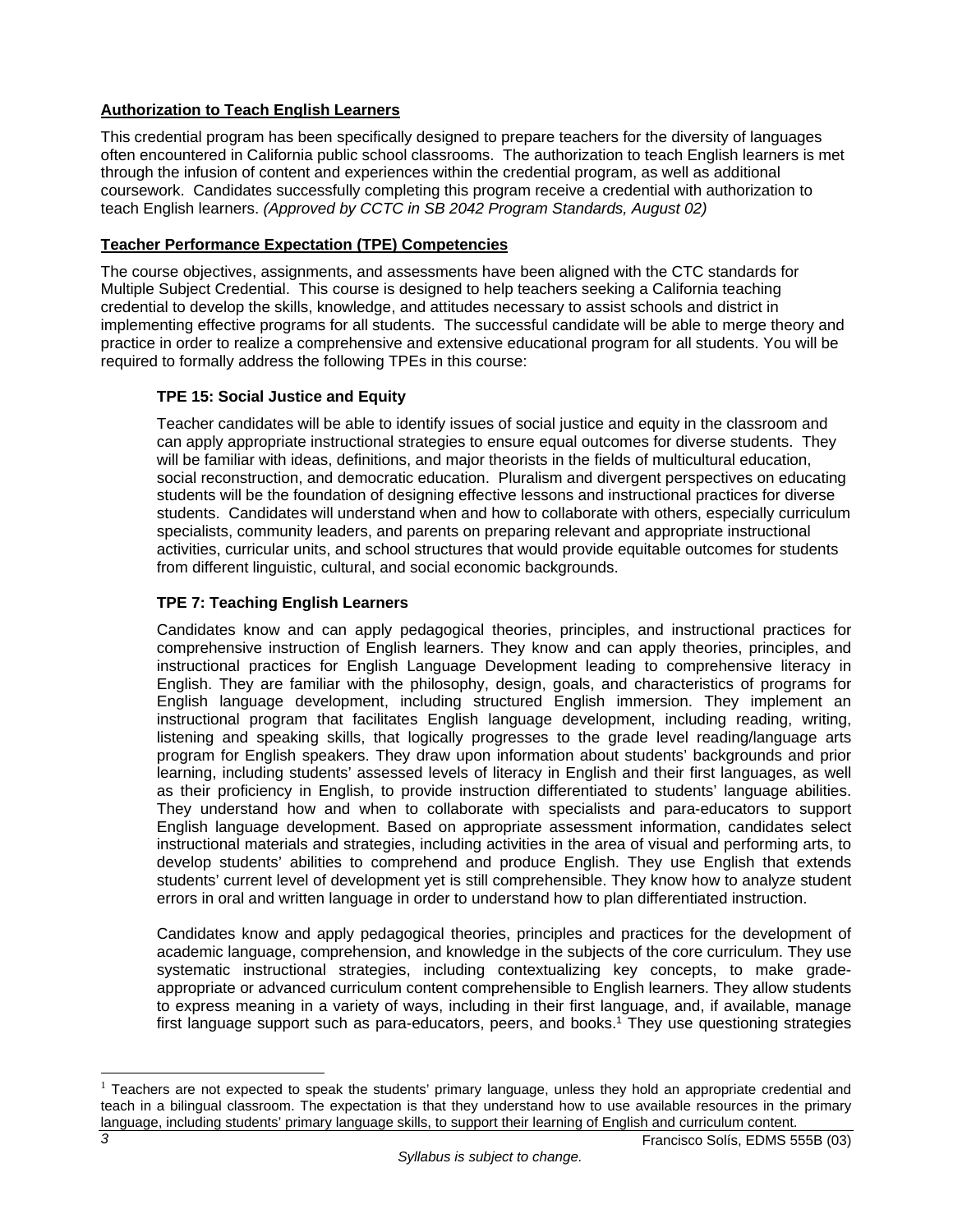**Authorization to Teach English Learners**

This credential program has been specifically designed to prepare teachers for the diversity of languages often encountered in California public school classrooms. The authorization to teach English learners is met through the infusion of content and experiences within the credential program, as well as additional coursework. Candidates successfully completing this program receive a credential with authorization to teach English learners. *(Approved by CCTC in SB 2042 Program Standards, August 02)*

**Teacher Performance Expectation (TPE) Competencies**

The course objectives, assignments, and assessments have been aligned with the CTC standards for Multiple Subject Credential. This course is designed to help teachers seeking a California teaching credential to develop the skills, knowledge, and attitudes necessary to assist schools and district in implementing effective programs for all students. The successful candidate will be able to merge theory and practice in order to realize a comprehensive and extensive educational program for all students. You will be required to formally address the following TPEs in this course:

**TPE 15: Social Justice and Equity**

Teacher candidates will be able to identify issues of social justice and equity in the classroom and can apply appropriate instructional strategies to ensure equal outcomes for diverse students. They will be familiar with ideas, definitions, and major theorists in the fields of multicultural education, social reconstruction, and democratic education. Pluralism and divergent perspectives on educating students will be the foundation of designing effective lessons and instructional practices for diverse students. Candidates will understand when and how to collaborate with others, especially curriculum specialists, community leaders, and parents on preparing relevant and appropriate instructional activities, curricular units, and school structures that would provide equitable outcomes for students from different linguistic, cultural, and social economic backgrounds.

**TPE 7: Teaching English Learners**

Candidates know and can apply pedagogical theories, principles, and instructional practices for comprehensive instruction of English learners. They know and can apply theories, principles, and instructional practices for English Language Development leading to comprehensive literacy in English. They are familiar with the philosophy, design, goals, and characteristics of programs for English language development, including structured English immersion. They implement an instructional program that facilitates English language development, including reading, writing, listening and speaking skills, that logically progresses to the grade level reading/language arts program for English speakers. They draw upon information about students' backgrounds and prior learning, including students' assessed levels of literacy in English and their first languages, as well as their proficiency in English, to provide instruction differentiated to students' language abilities. They understand how and when to collaborate with specialists and para-educators to support English language development. Based on appropriate assessment information, candidates select instructional materials and strategies, including activities in the area of visual and performing arts, to develop students' abilities to comprehend and produce English. They use English that extends students' current level of development yet is still comprehensible. They know how to analyze student errors in oral and written language in order to understand how to plan differentiated instruction.

Candidates know and apply pedagogical theories, principles and practices for the development of academic language, comprehension, and knowledge in the subjects of the core curriculum. They use systematic instructional strategies, including contextualizing key concepts, to make grade-appropriate or advanced curriculum content comprehensible to English learners. They allow students to express meaning in a variety of ways, including in their first language, and, if available, manage first language support such as para-educators, peers, and books.[1] They use questioning strategies

[1] Teachers are not expected to speak the students' primary language, unless they hold an appropriate credential and teach in a bilingual classroom. The expectation is that they understand how to use available resources in the primary language, including students' primary language skills, to support their learning of English and curriculum content.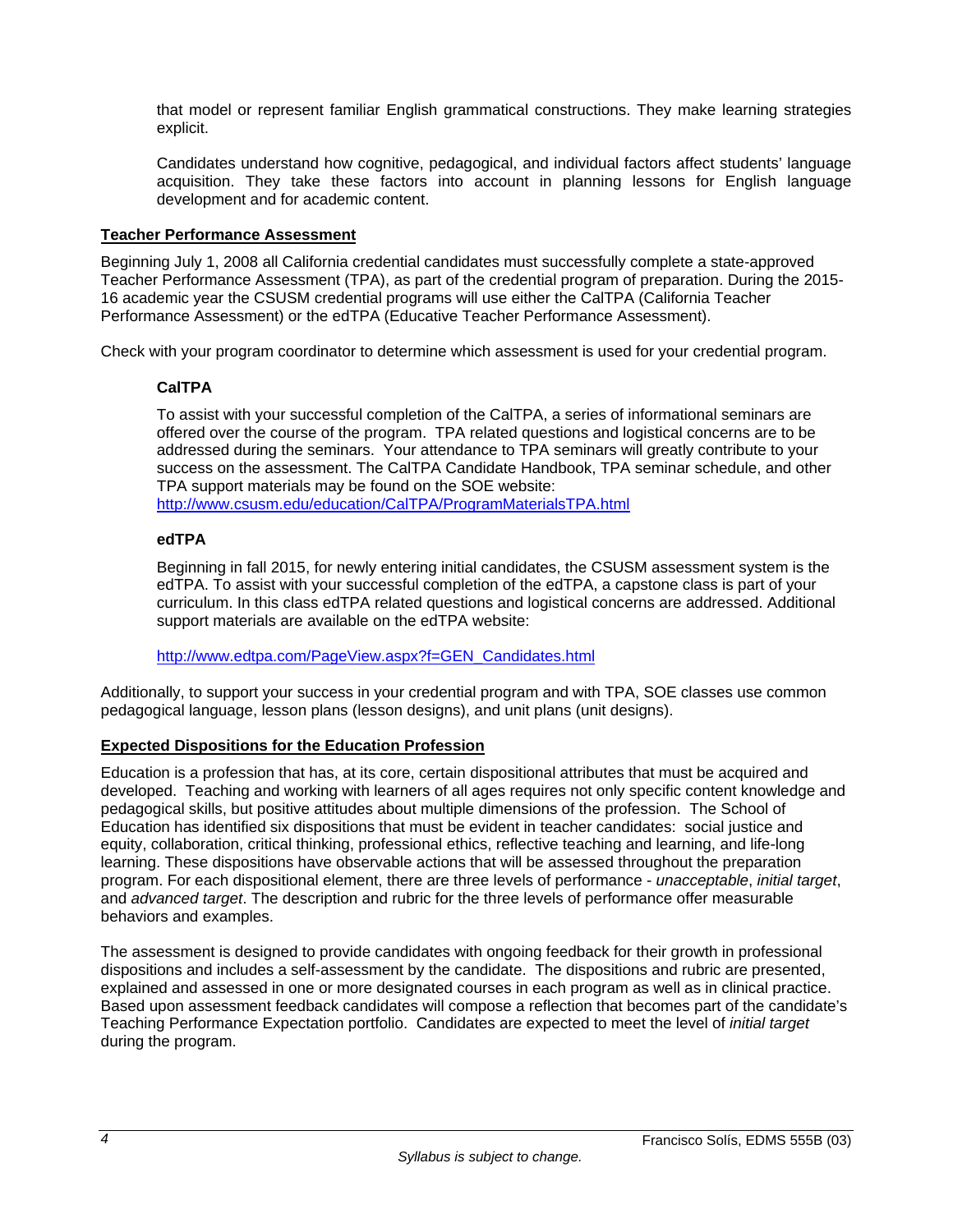that model or represent familiar English grammatical constructions. They make learning strategies explicit.

Candidates understand how cognitive, pedagogical, and individual factors affect students' language acquisition. They take these factors into account in planning lessons for English language development and for academic content.

## Teacher Performance Assessment

Beginning July 1, 2008 all California credential candidates must successfully complete a state-approved Teacher Performance Assessment (TPA), as part of the credential program of preparation. During the 2015-16 academic year the CSUSM credential programs will use either the CalTPA (California Teacher Performance Assessment) or the edTPA (Educative Teacher Performance Assessment).

Check with your program coordinator to determine which assessment is used for your credential program.

### CalTPA

To assist with your successful completion of the CalTPA, a series of informational seminars are offered over the course of the program. TPA related questions and logistical concerns are to be addressed during the seminars. Your attendance to TPA seminars will greatly contribute to your success on the assessment. The CalTPA Candidate Handbook, TPA seminar schedule, and other TPA support materials may be found on the SOE website:
http://www.csusm.edu/education/CalTPA/ProgramMaterialsTPA.html

### edTPA

Beginning in fall 2015, for newly entering initial candidates, the CSUSM assessment system is the edTPA. To assist with your successful completion of the edTPA, a capstone class is part of your curriculum. In this class edTPA related questions and logistical concerns are addressed. Additional support materials are available on the edTPA website:

http://www.edtpa.com/PageView.aspx?f=GEN_Candidates.html

Additionally, to support your success in your credential program and with TPA, SOE classes use common pedagogical language, lesson plans (lesson designs), and unit plans (unit designs).

## Expected Dispositions for the Education Profession

Education is a profession that has, at its core, certain dispositional attributes that must be acquired and developed. Teaching and working with learners of all ages requires not only specific content knowledge and pedagogical skills, but positive attitudes about multiple dimensions of the profession. The School of Education has identified six dispositions that must be evident in teacher candidates: social justice and equity, collaboration, critical thinking, professional ethics, reflective teaching and learning, and life-long learning. These dispositions have observable actions that will be assessed throughout the preparation program. For each dispositional element, there are three levels of performance - *unacceptable*, *initial target*, and *advanced target*. The description and rubric for the three levels of performance offer measurable behaviors and examples.

The assessment is designed to provide candidates with ongoing feedback for their growth in professional dispositions and includes a self-assessment by the candidate. The dispositions and rubric are presented, explained and assessed in one or more designated courses in each program as well as in clinical practice. Based upon assessment feedback candidates will compose a reflection that becomes part of the candidate's Teaching Performance Expectation portfolio. Candidates are expected to meet the level of *initial target* during the program.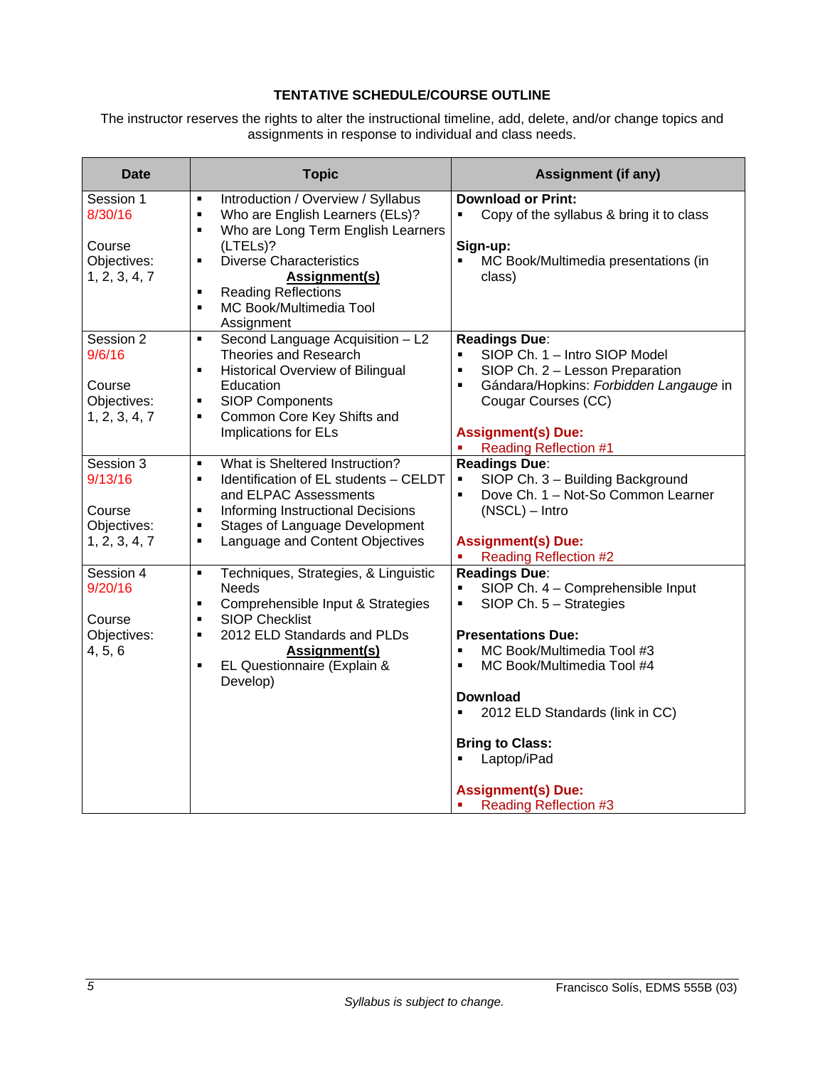### TENTATIVE SCHEDULE/COURSE OUTLINE

The instructor reserves the rights to alter the instructional timeline, add, delete, and/or change topics and assignments in response to individual and class needs.

| Date | Topic | Assignment (if any) |
|---|---|---|
| Session 1<br>8/30/16<br><br>Course Objectives: 1, 2, 3, 4, 7 | ▪ Introduction / Overview / Syllabus<br>▪ Who are English Learners (ELs)?<br>▪ Who are Long Term English Learners (LTELs)?<br>▪ Diverse Characteristics<br>**Assignment(s)**<br>▪ Reading Reflections<br>▪ MC Book/Multimedia Tool Assignment | **Download or Print:**<br>▪ Copy of the syllabus & bring it to class<br><br>**Sign-up:**<br>▪ MC Book/Multimedia presentations (in class) |
| Session 2<br>9/6/16<br><br>Course Objectives: 1, 2, 3, 4, 7 | ▪ Second Language Acquisition – L2 Theories and Research<br>▪ Historical Overview of Bilingual Education<br>▪ SIOP Components<br>▪ Common Core Key Shifts and Implications for ELs | **Readings Due**:<br>▪ SIOP Ch. 1 – Intro SIOP Model<br>▪ SIOP Ch. 2 – Lesson Preparation<br>▪ Gándara/Hopkins: *Forbidden Langauge* in Cougar Courses (CC)<br><br>**Assignment(s) Due:**<br>▪ Reading Reflection #1 |
| Session 3<br>9/13/16<br><br>Course Objectives: 1, 2, 3, 4, 7 | ▪ What is Sheltered Instruction?<br>▪ Identification of EL students – CELDT and ELPAC Assessments<br>▪ Informing Instructional Decisions<br>▪ Stages of Language Development<br>▪ Language and Content Objectives | **Readings Due**:<br>▪ SIOP Ch. 3 – Building Background<br>▪ Dove Ch. 1 – Not-So Common Learner (NSCL) – Intro<br><br>**Assignment(s) Due:**<br>▪ Reading Reflection #2 |
| Session 4<br>9/20/16<br><br>Course Objectives: 4, 5, 6 | ▪ Techniques, Strategies, & Linguistic Needs<br>▪ Comprehensible Input & Strategies<br>▪ SIOP Checklist<br>▪ 2012 ELD Standards and PLDs<br>**Assignment(s)**<br>▪ EL Questionnaire (Explain & Develop) | **Readings Due**:<br>▪ SIOP Ch. 4 – Comprehensible Input<br>▪ SIOP Ch. 5 – Strategies<br><br>**Presentations Due:**<br>▪ MC Book/Multimedia Tool #3<br>▪ MC Book/Multimedia Tool #4<br><br>**Download**<br>▪ 2012 ELD Standards (link in CC)<br><br>**Bring to Class:**<br>▪ Laptop/iPad<br><br>**Assignment(s) Due:**<br>▪ Reading Reflection #3 |

*Syllabus is subject to change.*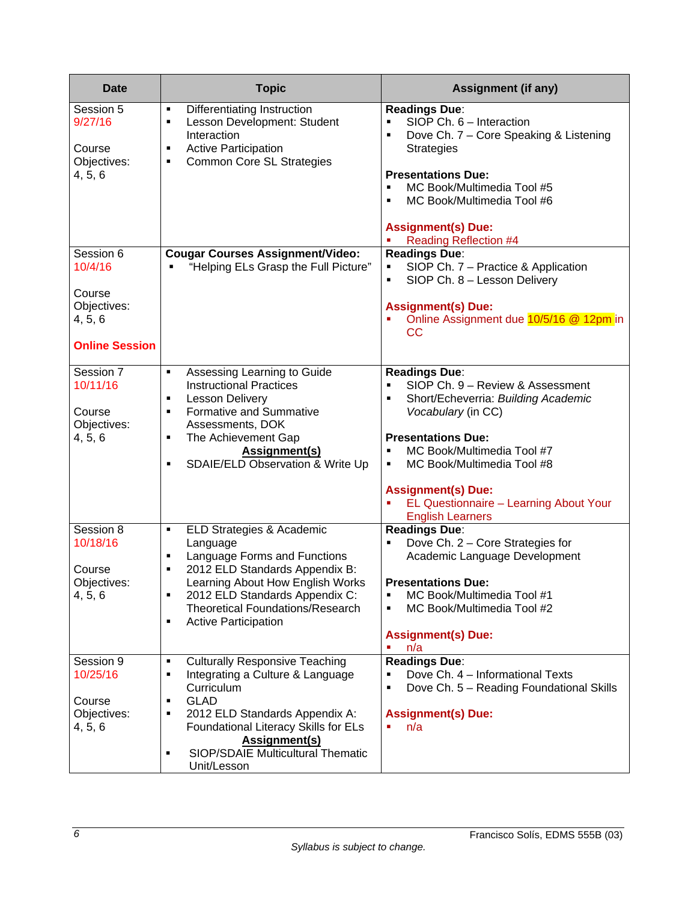| Date | Topic | Assignment (if any) |
|---|---|---|
| Session 5<br>9/27/16<br><br>Course Objectives: 4, 5, 6 | ▪ Differentiating Instruction<br>▪ Lesson Development: Student Interaction<br>▪ Active Participation<br>▪ Common Core SL Strategies | **Readings Due**:<br>▪ SIOP Ch. 6 – Interaction<br>▪ Dove Ch. 7 – Core Speaking & Listening Strategies<br><br>**Presentations Due:**<br>▪ MC Book/Multimedia Tool #5<br>▪ MC Book/Multimedia Tool #6<br><br>**Assignment(s) Due:**<br>▪ Reading Reflection #4 |
| Session 6<br>10/4/16<br><br>Course Objectives: 4, 5, 6<br><br>**Online Session** | **Cougar Courses Assignment/Video:**<br>▪ "Helping ELs Grasp the Full Picture" | **Readings Due**:<br>▪ SIOP Ch. 7 – Practice & Application<br>▪ SIOP Ch. 8 – Lesson Delivery<br><br>**Assignment(s) Due:**<br>▪ Online Assignment due 10/5/16 @ 12pm in CC |
| Session 7<br>10/11/16<br><br>Course Objectives: 4, 5, 6 | ▪ Assessing Learning to Guide Instructional Practices<br>▪ Lesson Delivery<br>▪ Formative and Summative Assessments, DOK<br>▪ The Achievement Gap<br>**Assignment(s)**<br>▪ SDAIE/ELD Observation & Write Up | **Readings Due**:<br>▪ SIOP Ch. 9 – Review & Assessment<br>▪ Short/Echeverria: *Building Academic Vocabulary* (in CC)<br><br>**Presentations Due:**<br>▪ MC Book/Multimedia Tool #7<br>▪ MC Book/Multimedia Tool #8<br><br>**Assignment(s) Due:**<br>▪ EL Questionnaire – Learning About Your English Learners |
| Session 8<br>10/18/16<br><br>Course Objectives: 4, 5, 6 | ▪ ELD Strategies & Academic Language<br>▪ Language Forms and Functions<br>▪ 2012 ELD Standards Appendix B: Learning About How English Works<br>▪ 2012 ELD Standards Appendix C: Theoretical Foundations/Research<br>▪ Active Participation | **Readings Due**:<br>▪ Dove Ch. 2 – Core Strategies for Academic Language Development<br><br>**Presentations Due:**<br>▪ MC Book/Multimedia Tool #1<br>▪ MC Book/Multimedia Tool #2<br><br>**Assignment(s) Due:**<br>▪ n/a |
| Session 9<br>10/25/16<br><br>Course Objectives: 4, 5, 6 | ▪ Culturally Responsive Teaching<br>▪ Integrating a Culture & Language Curriculum<br>▪ GLAD<br>▪ 2012 ELD Standards Appendix A: Foundational Literacy Skills for ELs<br>**Assignment(s)**<br>▪ SIOP/SDAIE Multicultural Thematic Unit/Lesson | **Readings Due**:<br>▪ Dove Ch. 4 – Informational Texts<br>▪ Dove Ch. 5 – Reading Foundational Skills<br><br>**Assignment(s) Due:**<br>▪ n/a |

*Syllabus is subject to change.*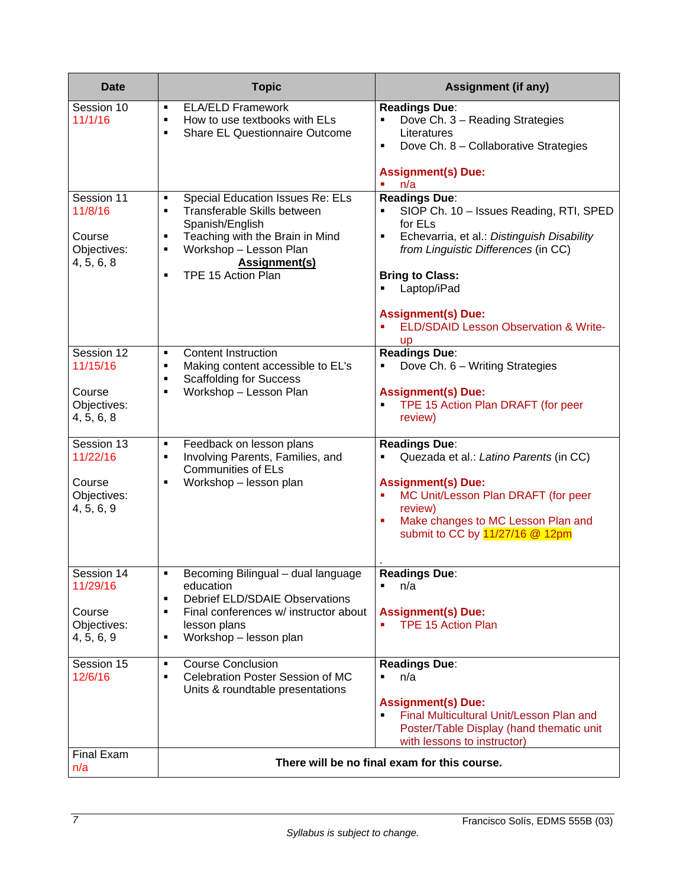| Date | Topic | Assignment (if any) |
|---|---|---|
| Session 10<br>11/1/16 | ▪ ELA/ELD Framework<br>▪ How to use textbooks with ELs<br>▪ Share EL Questionnaire Outcome | **Readings Due**:<br>▪ Dove Ch. 3 – Reading Strategies Literatures<br>▪ Dove Ch. 8 – Collaborative Strategies<br><br>**Assignment(s) Due:**<br>▪ n/a |
| Session 11<br>11/8/16<br><br>Course Objectives: 4, 5, 6, 8 | ▪ Special Education Issues Re: ELs<br>▪ Transferable Skills between Spanish/English<br>▪ Teaching with the Brain in Mind<br>▪ Workshop – Lesson Plan<br>**Assignment(s)**<br>▪ TPE 15 Action Plan | **Readings Due**:<br>▪ SIOP Ch. 10 – Issues Reading, RTI, SPED for ELs<br>▪ Echevarria, et al.: *Distinguish Disability from Linguistic Differences* (in CC)<br><br>**Bring to Class:**<br>▪ Laptop/iPad<br><br>**Assignment(s) Due:**<br>▪ ELD/SDAID Lesson Observation & Write-up |
| Session 12<br>11/15/16<br><br>Course Objectives: 4, 5, 6, 8 | ▪ Content Instruction<br>▪ Making content accessible to EL's<br>▪ Scaffolding for Success<br>▪ Workshop – Lesson Plan | **Readings Due**:<br>▪ Dove Ch. 6 – Writing Strategies<br><br>**Assignment(s) Due:**<br>▪ TPE 15 Action Plan DRAFT (for peer review) |
| Session 13<br>11/22/16<br><br>Course Objectives: 4, 5, 6, 9 | ▪ Feedback on lesson plans<br>▪ Involving Parents, Families, and Communities of ELs<br>▪ Workshop – lesson plan | **Readings Due**:<br>▪ Quezada et al.: *Latino Parents* (in CC)<br><br>**Assignment(s) Due:**<br>▪ MC Unit/Lesson Plan DRAFT (for peer review)<br>▪ Make changes to MC Lesson Plan and submit to CC by 11/27/16 @ 12pm |
| Session 14<br>11/29/16<br><br>Course Objectives: 4, 5, 6, 9 | ▪ Becoming Bilingual – dual language education<br>▪ Debrief ELD/SDAIE Observations<br>▪ Final conferences w/ instructor about lesson plans<br>▪ Workshop – lesson plan | **Readings Due**:<br>▪ n/a<br><br>**Assignment(s) Due:**<br>▪ TPE 15 Action Plan |
| Session 15<br>12/6/16 | ▪ Course Conclusion<br>▪ Celebration Poster Session of MC Units & roundtable presentations | **Readings Due**:<br>▪ n/a<br><br>**Assignment(s) Due:**<br>▪ Final Multicultural Unit/Lesson Plan and Poster/Table Display (hand thematic unit with lessons to instructor) |
| Final Exam<br>n/a | **There will be no final exam for this course.** | |

*Syllabus is subject to change.*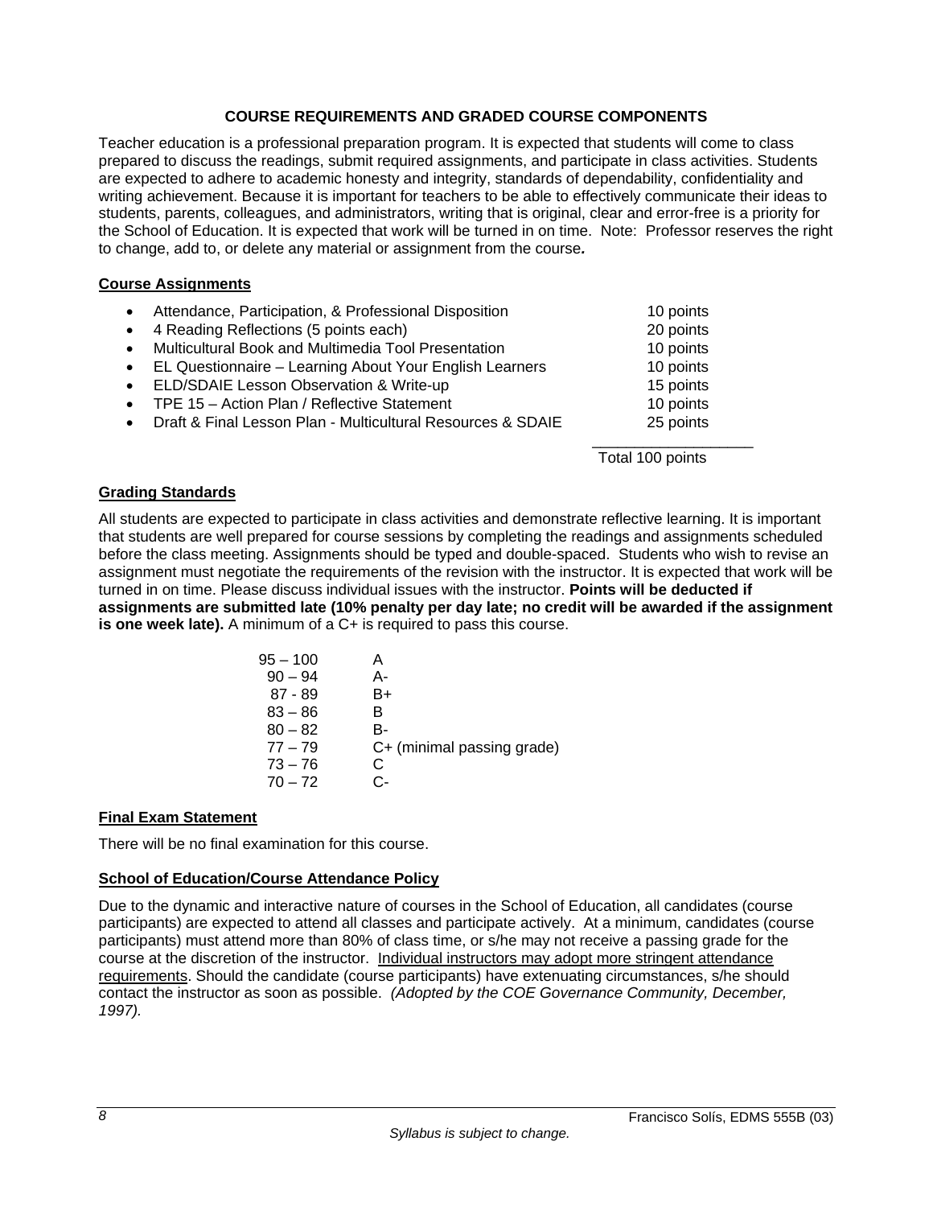## COURSE REQUIREMENTS AND GRADED COURSE COMPONENTS

Teacher education is a professional preparation program. It is expected that students will come to class prepared to discuss the readings, submit required assignments, and participate in class activities. Students are expected to adhere to academic honesty and integrity, standards of dependability, confidentiality and writing achievement. Because it is important for teachers to be able to effectively communicate their ideas to students, parents, colleagues, and administrators, writing that is original, clear and error-free is a priority for the School of Education. It is expected that work will be turned in on time. Note: Professor reserves the right to change, add to, or delete any material or assignment from the course*.*

### Course Assignments

| Assignment | Points |
|---|---|
| Attendance, Participation, & Professional Disposition | 10 points |
| 4 Reading Reflections (5 points each) | 20 points |
| Multicultural Book and Multimedia Tool Presentation | 10 points |
| EL Questionnaire – Learning About Your English Learners | 10 points |
| ELD/SDAIE Lesson Observation & Write-up | 15 points |
| TPE 15 – Action Plan / Reflective Statement | 10 points |
| Draft & Final Lesson Plan - Multicultural Resources & SDAIE | 25 points |
| | Total 100 points |

### Grading Standards

All students are expected to participate in class activities and demonstrate reflective learning. It is important that students are well prepared for course sessions by completing the readings and assignments scheduled before the class meeting. Assignments should be typed and double-spaced. Students who wish to revise an assignment must negotiate the requirements of the revision with the instructor. It is expected that work will be turned in on time. Please discuss individual issues with the instructor. **Points will be deducted if assignments are submitted late (10% penalty per day late; no credit will be awarded if the assignment is one week late).** A minimum of a C+ is required to pass this course.

| Points | Grade |
|---|---|
| 95 – 100 | A |
| 90 – 94 | A- |
| 87 - 89 | B+ |
| 83 – 86 | B |
| 80 – 82 | B- |
| 77 – 79 | C+ (minimal passing grade) |
| 73 – 76 | C |
| 70 – 72 | C- |

### Final Exam Statement

There will be no final examination for this course.

### School of Education/Course Attendance Policy

Due to the dynamic and interactive nature of courses in the School of Education, all candidates (course participants) are expected to attend all classes and participate actively. At a minimum, candidates (course participants) must attend more than 80% of class time, or s/he may not receive a passing grade for the course at the discretion of the instructor. Individual instructors may adopt more stringent attendance requirements. Should the candidate (course participants) have extenuating circumstances, s/he should contact the instructor as soon as possible. *(Adopted by the COE Governance Community, December, 1997).*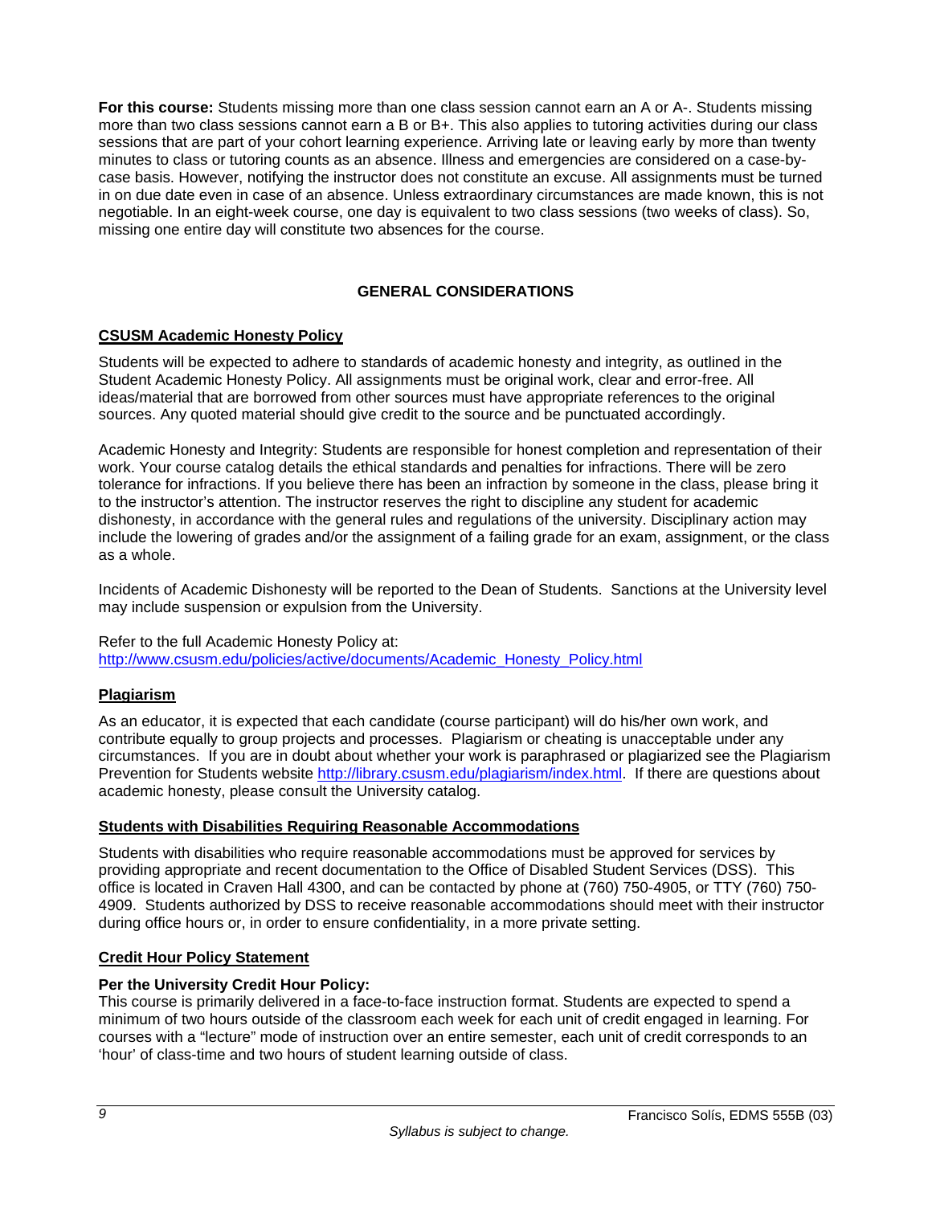**For this course:** Students missing more than one class session cannot earn an A or A-. Students missing more than two class sessions cannot earn a B or B+. This also applies to tutoring activities during our class sessions that are part of your cohort learning experience. Arriving late or leaving early by more than twenty minutes to class or tutoring counts as an absence. Illness and emergencies are considered on a case-by-case basis. However, notifying the instructor does not constitute an excuse. All assignments must be turned in on due date even in case of an absence. Unless extraordinary circumstances are made known, this is not negotiable. In an eight-week course, one day is equivalent to two class sessions (two weeks of class). So, missing one entire day will constitute two absences for the course.

## GENERAL CONSIDERATIONS

### CSUSM Academic Honesty Policy

Students will be expected to adhere to standards of academic honesty and integrity, as outlined in the Student Academic Honesty Policy. All assignments must be original work, clear and error-free. All ideas/material that are borrowed from other sources must have appropriate references to the original sources. Any quoted material should give credit to the source and be punctuated accordingly.

Academic Honesty and Integrity: Students are responsible for honest completion and representation of their work. Your course catalog details the ethical standards and penalties for infractions. There will be zero tolerance for infractions. If you believe there has been an infraction by someone in the class, please bring it to the instructor's attention. The instructor reserves the right to discipline any student for academic dishonesty, in accordance with the general rules and regulations of the university. Disciplinary action may include the lowering of grades and/or the assignment of a failing grade for an exam, assignment, or the class as a whole.

Incidents of Academic Dishonesty will be reported to the Dean of Students. Sanctions at the University level may include suspension or expulsion from the University.

Refer to the full Academic Honesty Policy at:
http://www.csusm.edu/policies/active/documents/Academic_Honesty_Policy.html

### Plagiarism

As an educator, it is expected that each candidate (course participant) will do his/her own work, and contribute equally to group projects and processes. Plagiarism or cheating is unacceptable under any circumstances. If you are in doubt about whether your work is paraphrased or plagiarized see the Plagiarism Prevention for Students website http://library.csusm.edu/plagiarism/index.html. If there are questions about academic honesty, please consult the University catalog.

### Students with Disabilities Requiring Reasonable Accommodations

Students with disabilities who require reasonable accommodations must be approved for services by providing appropriate and recent documentation to the Office of Disabled Student Services (DSS). This office is located in Craven Hall 4300, and can be contacted by phone at (760) 750-4905, or TTY (760) 750-4909. Students authorized by DSS to receive reasonable accommodations should meet with their instructor during office hours or, in order to ensure confidentiality, in a more private setting.

### Credit Hour Policy Statement

**Per the University Credit Hour Policy:**
This course is primarily delivered in a face-to-face instruction format. Students are expected to spend a minimum of two hours outside of the classroom each week for each unit of credit engaged in learning. For courses with a "lecture" mode of instruction over an entire semester, each unit of credit corresponds to an 'hour' of class-time and two hours of student learning outside of class.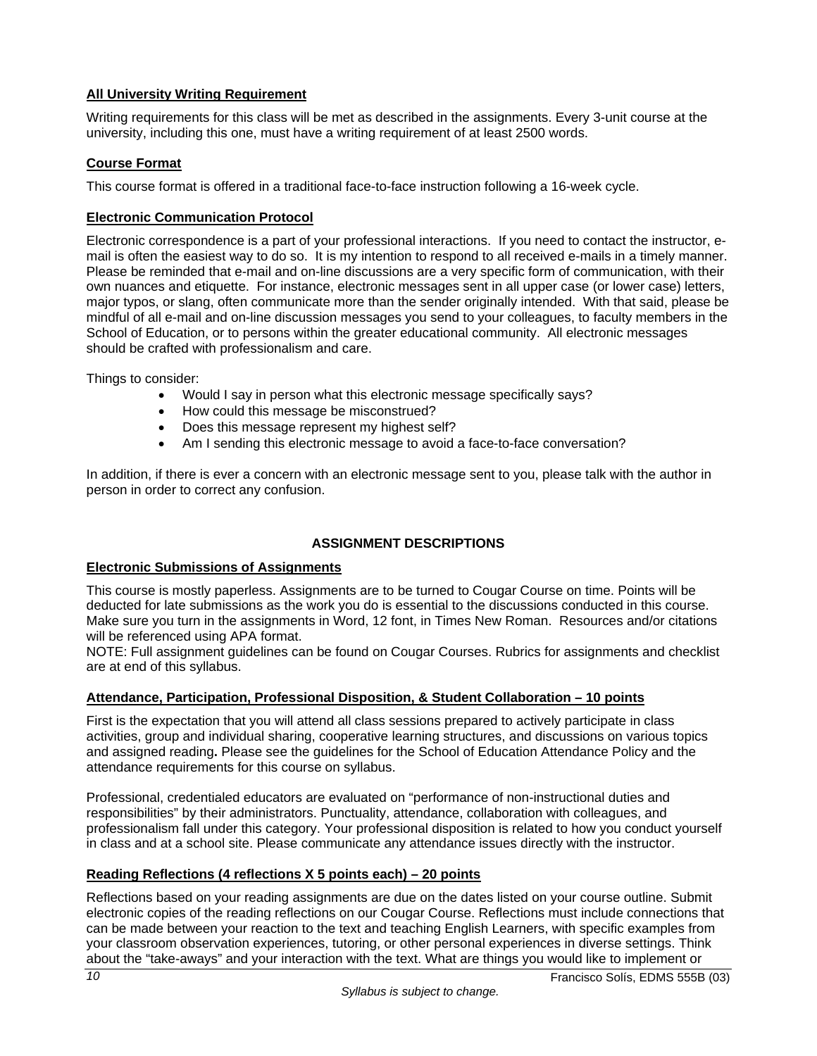## All University Writing Requirement

Writing requirements for this class will be met as described in the assignments. Every 3-unit course at the university, including this one, must have a writing requirement of at least 2500 words.

## Course Format

This course format is offered in a traditional face-to-face instruction following a 16-week cycle.

## Electronic Communication Protocol

Electronic correspondence is a part of your professional interactions. If you need to contact the instructor, e-mail is often the easiest way to do so. It is my intention to respond to all received e-mails in a timely manner. Please be reminded that e-mail and on-line discussions are a very specific form of communication, with their own nuances and etiquette. For instance, electronic messages sent in all upper case (or lower case) letters, major typos, or slang, often communicate more than the sender originally intended. With that said, please be mindful of all e-mail and on-line discussion messages you send to your colleagues, to faculty members in the School of Education, or to persons within the greater educational community. All electronic messages should be crafted with professionalism and care.

Things to consider:

- Would I say in person what this electronic message specifically says?
- How could this message be misconstrued?
- Does this message represent my highest self?
- Am I sending this electronic message to avoid a face-to-face conversation?

In addition, if there is ever a concern with an electronic message sent to you, please talk with the author in person in order to correct any confusion.

# ASSIGNMENT DESCRIPTIONS

## Electronic Submissions of Assignments

This course is mostly paperless. Assignments are to be turned to Cougar Course on time. Points will be deducted for late submissions as the work you do is essential to the discussions conducted in this course. Make sure you turn in the assignments in Word, 12 font, in Times New Roman. Resources and/or citations will be referenced using APA format.

NOTE: Full assignment guidelines can be found on Cougar Courses. Rubrics for assignments and checklist are at end of this syllabus.

## Attendance, Participation, Professional Disposition, & Student Collaboration – 10 points

First is the expectation that you will attend all class sessions prepared to actively participate in class activities, group and individual sharing, cooperative learning structures, and discussions on various topics and assigned reading**.** Please see the guidelines for the School of Education Attendance Policy and the attendance requirements for this course on syllabus.

Professional, credentialed educators are evaluated on "performance of non-instructional duties and responsibilities" by their administrators. Punctuality, attendance, collaboration with colleagues, and professionalism fall under this category. Your professional disposition is related to how you conduct yourself in class and at a school site. Please communicate any attendance issues directly with the instructor.

## Reading Reflections (4 reflections X 5 points each) – 20 points

Reflections based on your reading assignments are due on the dates listed on your course outline. Submit electronic copies of the reading reflections on our Cougar Course. Reflections must include connections that can be made between your reaction to the text and teaching English Learners, with specific examples from your classroom observation experiences, tutoring, or other personal experiences in diverse settings. Think about the "take-aways" and your interaction with the text. What are things you would like to implement or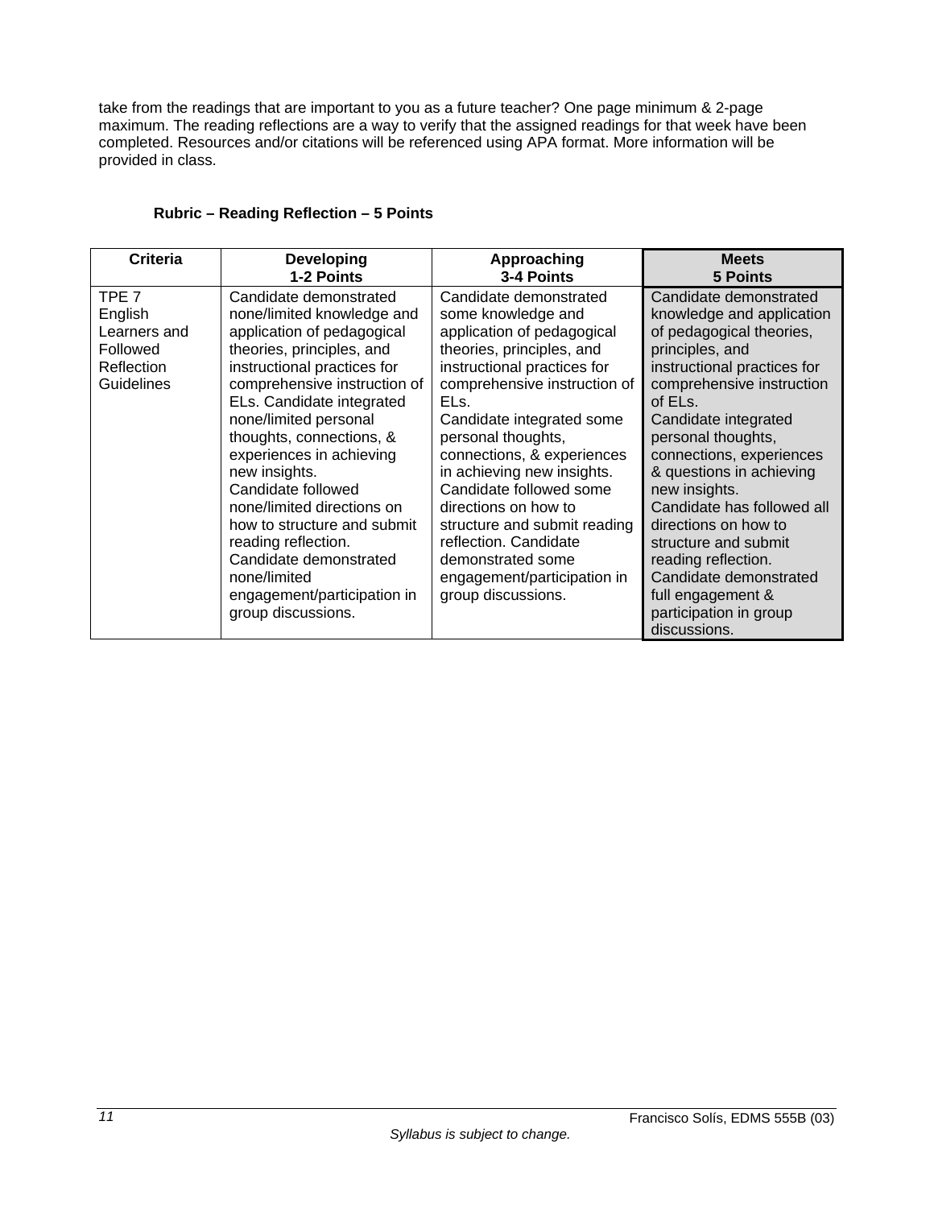take from the readings that are important to you as a future teacher? One page minimum & 2-page maximum. The reading reflections are a way to verify that the assigned readings for that week have been completed. Resources and/or citations will be referenced using APA format. More information will be provided in class.

**Rubric – Reading Reflection – 5 Points**

| Criteria | Developing<br>1-2 Points | Approaching<br>3-4 Points | Meets<br>5 Points |
|---|---|---|---|
| TPE 7 English Learners and Followed Reflection Guidelines | Candidate demonstrated none/limited knowledge and application of pedagogical theories, principles, and instructional practices for comprehensive instruction of ELs. Candidate integrated none/limited personal thoughts, connections, & experiences in achieving new insights. Candidate followed none/limited directions on how to structure and submit reading reflection. Candidate demonstrated none/limited engagement/participation in group discussions. | Candidate demonstrated some knowledge and application of pedagogical theories, principles, and instructional practices for comprehensive instruction of ELs. Candidate integrated some personal thoughts, connections, & experiences in achieving new insights. Candidate followed some directions on how to structure and submit reading reflection. Candidate demonstrated some engagement/participation in group discussions. | Candidate demonstrated knowledge and application of pedagogical theories, principles, and instructional practices for comprehensive instruction of ELs. Candidate integrated personal thoughts, connections, experiences & questions in achieving new insights. Candidate has followed all directions on how to structure and submit reading reflection. Candidate demonstrated full engagement & participation in group discussions. |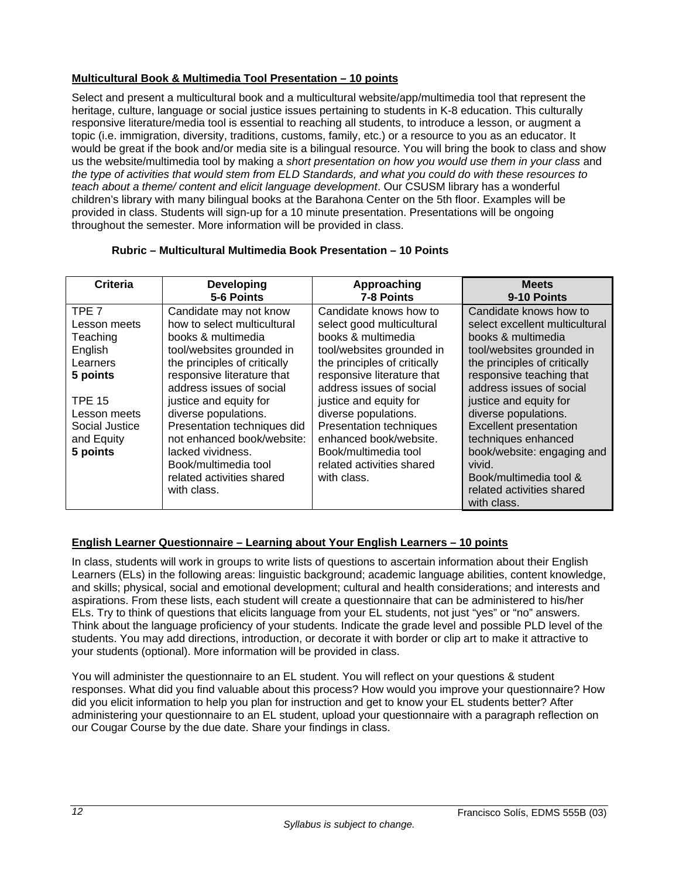**Multicultural Book & Multimedia Tool Presentation – 10 points**

Select and present a multicultural book and a multicultural website/app/multimedia tool that represent the heritage, culture, language or social justice issues pertaining to students in K-8 education. This culturally responsive literature/media tool is essential to reaching all students, to introduce a lesson, or augment a topic (i.e. immigration, diversity, traditions, customs, family, etc.) or a resource to you as an educator. It would be great if the book and/or media site is a bilingual resource. You will bring the book to class and show us the website/multimedia tool by making a *short presentation on how you would use them in your class* and *the type of activities that would stem from ELD Standards, and what you could do with these resources to teach about a theme/ content and elicit language development*. Our CSUSM library has a wonderful children's library with many bilingual books at the Barahona Center on the 5th floor. Examples will be provided in class. Students will sign-up for a 10 minute presentation. Presentations will be ongoing throughout the semester. More information will be provided in class.

**Rubric – Multicultural Multimedia Book Presentation – 10 Points**

| Criteria | Developing 5-6 Points | Approaching 7-8 Points | Meets 9-10 Points |
|---|---|---|---|
| TPE 7 Lesson meets Teaching English Learners **5 points**<br><br>TPE 15 Lesson meets Social Justice and Equity **5 points** | Candidate may not know how to select multicultural books & multimedia tool/websites grounded in the principles of critically responsive literature that address issues of social justice and equity for diverse populations. Presentation techniques did not enhanced book/website: lacked vividness. Book/multimedia tool related activities shared with class. | Candidate knows how to select good multicultural books & multimedia tool/websites grounded in the principles of critically responsive literature that address issues of social justice and equity for diverse populations. Presentation techniques enhanced book/website. Book/multimedia tool related activities shared with class. | Candidate knows how to select excellent multicultural books & multimedia tool/websites grounded in the principles of critically responsive teaching that address issues of social justice and equity for diverse populations. Excellent presentation techniques enhanced book/website: engaging and vivid. Book/multimedia tool & related activities shared with class. |

**English Learner Questionnaire – Learning about Your English Learners – 10 points**

In class, students will work in groups to write lists of questions to ascertain information about their English Learners (ELs) in the following areas: linguistic background; academic language abilities, content knowledge, and skills; physical, social and emotional development; cultural and health considerations; and interests and aspirations. From these lists, each student will create a questionnaire that can be administered to his/her ELs. Try to think of questions that elicits language from your EL students, not just "yes" or "no" answers. Think about the language proficiency of your students. Indicate the grade level and possible PLD level of the students. You may add directions, introduction, or decorate it with border or clip art to make it attractive to your students (optional). More information will be provided in class.

You will administer the questionnaire to an EL student. You will reflect on your questions & student responses. What did you find valuable about this process? How would you improve your questionnaire? How did you elicit information to help you plan for instruction and get to know your EL students better? After administering your questionnaire to an EL student, upload your questionnaire with a paragraph reflection on our Cougar Course by the due date. Share your findings in class.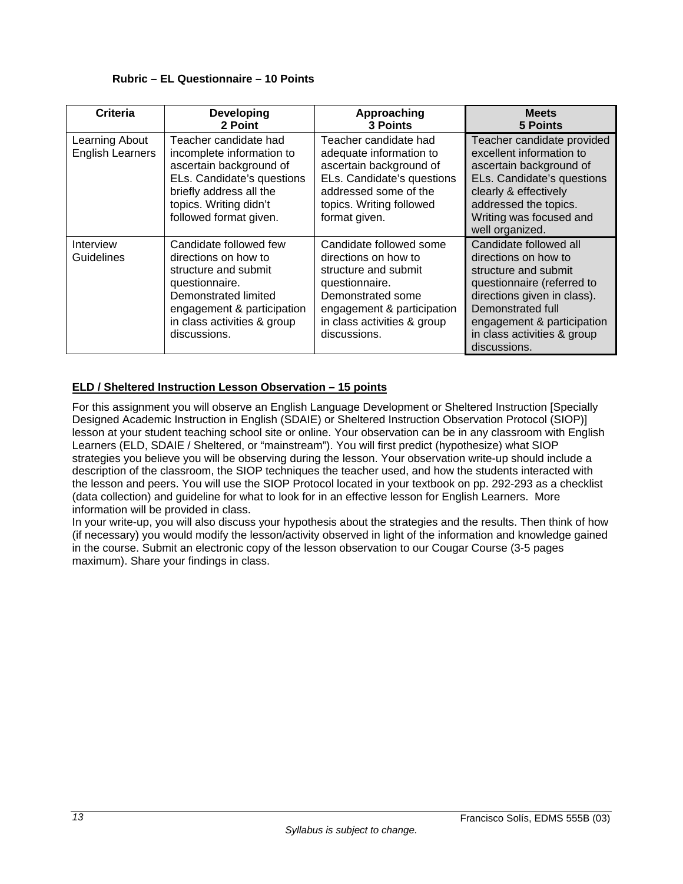**Rubric – EL Questionnaire – 10 Points**

| Criteria | Developing<br>2 Point | Approaching<br>3 Points | Meets<br>5 Points |
|---|---|---|---|
| Learning About English Learners | Teacher candidate had incomplete information to ascertain background of ELs. Candidate's questions briefly address all the topics. Writing didn't followed format given. | Teacher candidate had adequate information to ascertain background of ELs. Candidate's questions addressed some of the topics. Writing followed format given. | Teacher candidate provided excellent information to ascertain background of ELs. Candidate's questions clearly & effectively addressed the topics. Writing was focused and well organized. |
| Interview Guidelines | Candidate followed few directions on how to structure and submit questionnaire. Demonstrated limited engagement & participation in class activities & group discussions. | Candidate followed some directions on how to structure and submit questionnaire. Demonstrated some engagement & participation in class activities & group discussions. | Candidate followed all directions on how to structure and submit questionnaire (referred to directions given in class). Demonstrated full engagement & participation in class activities & group discussions. |

**ELD / Sheltered Instruction Lesson Observation – 15 points**

For this assignment you will observe an English Language Development or Sheltered Instruction [Specially Designed Academic Instruction in English (SDAIE) or Sheltered Instruction Observation Protocol (SIOP)] lesson at your student teaching school site or online. Your observation can be in any classroom with English Learners (ELD, SDAIE / Sheltered, or "mainstream"). You will first predict (hypothesize) what SIOP strategies you believe you will be observing during the lesson. Your observation write-up should include a description of the classroom, the SIOP techniques the teacher used, and how the students interacted with the lesson and peers. You will use the SIOP Protocol located in your textbook on pp. 292-293 as a checklist (data collection) and guideline for what to look for in an effective lesson for English Learners. More information will be provided in class.

In your write-up, you will also discuss your hypothesis about the strategies and the results. Then think of how (if necessary) you would modify the lesson/activity observed in light of the information and knowledge gained in the course. Submit an electronic copy of the lesson observation to our Cougar Course (3-5 pages maximum). Share your findings in class.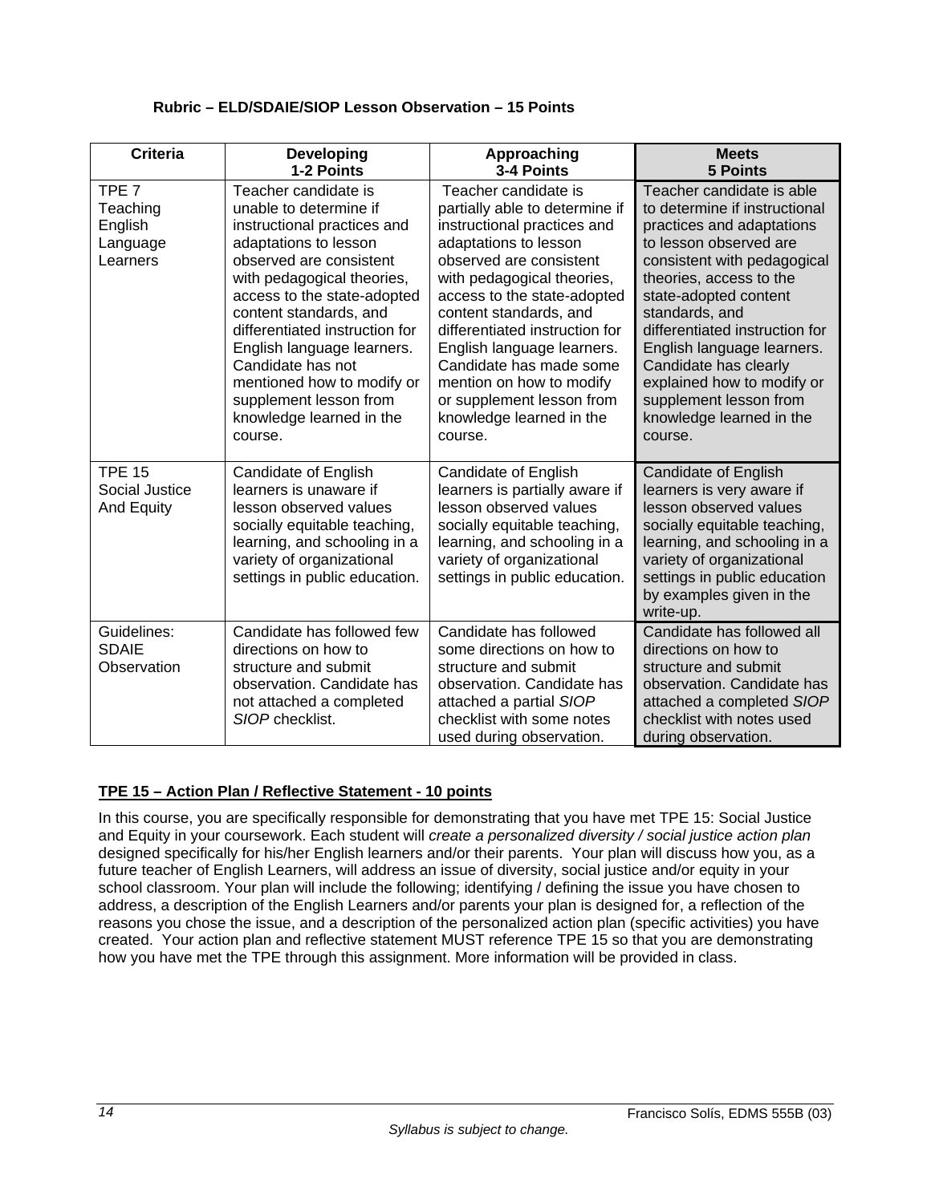### Rubric – ELD/SDAIE/SIOP Lesson Observation – 15 Points

| Criteria | Developing 1-2 Points | Approaching 3-4 Points | Meets 5 Points |
|---|---|---|---|
| TPE 7 Teaching English Language Learners | Teacher candidate is unable to determine if instructional practices and adaptations to lesson observed are consistent with pedagogical theories, access to the state-adopted content standards, and differentiated instruction for English language learners. Candidate has not mentioned how to modify or supplement lesson from knowledge learned in the course. | Teacher candidate is partially able to determine if instructional practices and adaptations to lesson observed are consistent with pedagogical theories, access to the state-adopted content standards, and differentiated instruction for English language learners. Candidate has made some mention on how to modify or supplement lesson from knowledge learned in the course. | Teacher candidate is able to determine if instructional practices and adaptations to lesson observed are consistent with pedagogical theories, access to the state-adopted content standards, and differentiated instruction for English language learners. Candidate has clearly explained how to modify or supplement lesson from knowledge learned in the course. |
| TPE 15 Social Justice And Equity | Candidate of English learners is unaware if lesson observed values socially equitable teaching, learning, and schooling in a variety of organizational settings in public education. | Candidate of English learners is partially aware if lesson observed values socially equitable teaching, learning, and schooling in a variety of organizational settings in public education. | Candidate of English learners is very aware if lesson observed values socially equitable teaching, learning, and schooling in a variety of organizational settings in public education by examples given in the write-up. |
| Guidelines: SDAIE Observation | Candidate has followed few directions on how to structure and submit observation. Candidate has not attached a completed *SIOP* checklist. | Candidate has followed some directions on how to structure and submit observation. Candidate has attached a partial *SIOP* checklist with some notes used during observation. | Candidate has followed all directions on how to structure and submit observation. Candidate has attached a completed *SIOP* checklist with notes used during observation. |

### TPE 15 – Action Plan / Reflective Statement - 10 points

In this course, you are specifically responsible for demonstrating that you have met TPE 15: Social Justice and Equity in your coursework. Each student will *create a personalized diversity / social justice action plan* designed specifically for his/her English learners and/or their parents. Your plan will discuss how you, as a future teacher of English Learners, will address an issue of diversity, social justice and/or equity in your school classroom. Your plan will include the following; identifying / defining the issue you have chosen to address, a description of the English Learners and/or parents your plan is designed for, a reflection of the reasons you chose the issue, and a description of the personalized action plan (specific activities) you have created. Your action plan and reflective statement MUST reference TPE 15 so that you are demonstrating how you have met the TPE through this assignment. More information will be provided in class.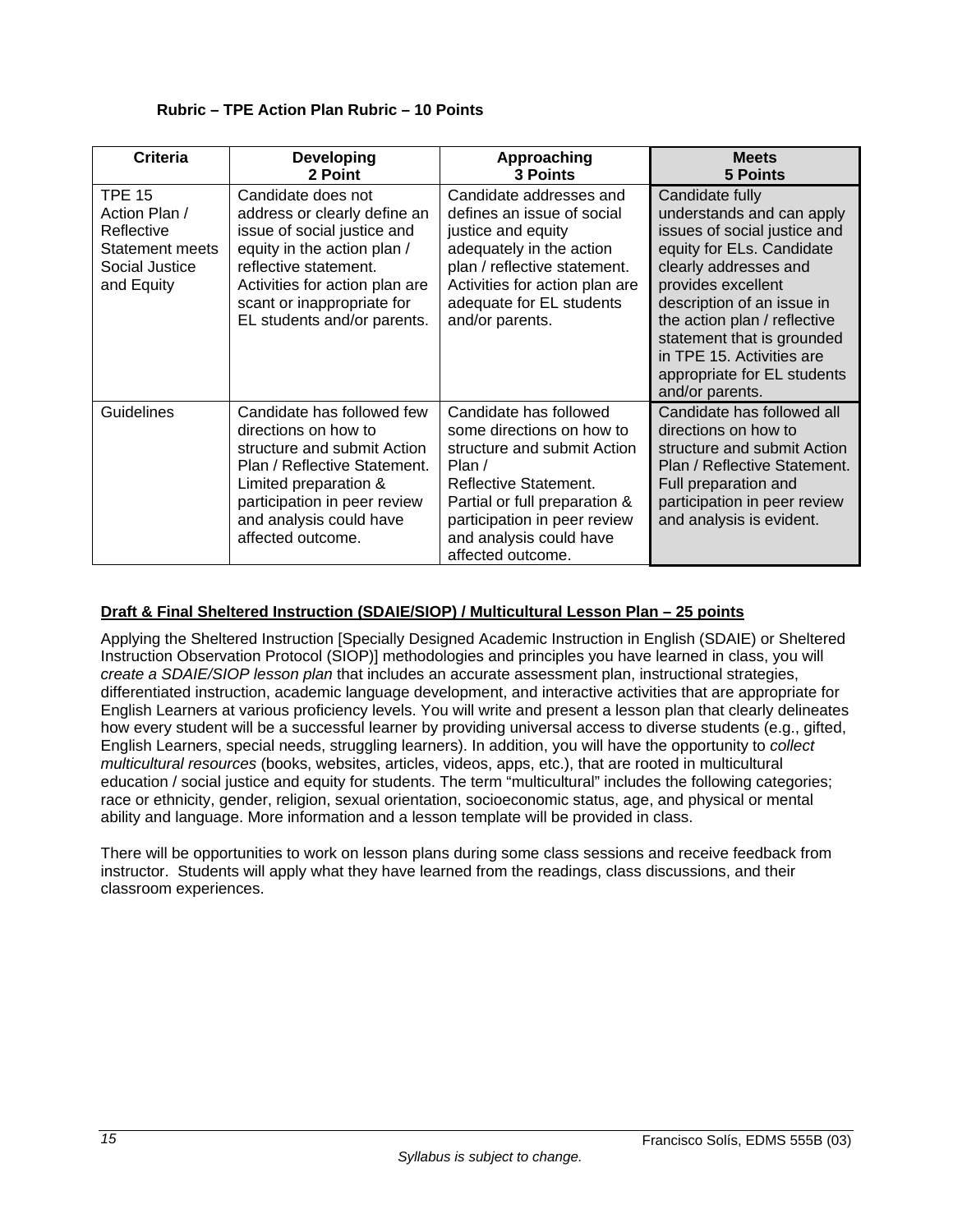**Rubric – TPE Action Plan Rubric – 10 Points**

| Criteria | Developing<br>2 Point | Approaching<br>3 Points | Meets<br>5 Points |
|---|---|---|---|
| TPE 15 Action Plan / Reflective Statement meets Social Justice and Equity | Candidate does not address or clearly define an issue of social justice and equity in the action plan / reflective statement. Activities for action plan are scant or inappropriate for EL students and/or parents. | Candidate addresses and defines an issue of social justice and equity adequately in the action plan / reflective statement. Activities for action plan are adequate for EL students and/or parents. | Candidate fully understands and can apply issues of social justice and equity for ELs. Candidate clearly addresses and provides excellent description of an issue in the action plan / reflective statement that is grounded in TPE 15. Activities are appropriate for EL students and/or parents. |
| Guidelines | Candidate has followed few directions on how to structure and submit Action Plan / Reflective Statement. Limited preparation & participation in peer review and analysis could have affected outcome. | Candidate has followed some directions on how to structure and submit Action Plan / Reflective Statement. Partial or full preparation & participation in peer review and analysis could have affected outcome. | Candidate has followed all directions on how to structure and submit Action Plan / Reflective Statement. Full preparation and participation in peer review and analysis is evident. |

**<u>Draft & Final Sheltered Instruction (SDAIE/SIOP) / Multicultural Lesson Plan – 25 points</u>**

Applying the Sheltered Instruction [Specially Designed Academic Instruction in English (SDAIE) or Sheltered Instruction Observation Protocol (SIOP)] methodologies and principles you have learned in class, you will *create a SDAIE/SIOP lesson plan* that includes an accurate assessment plan, instructional strategies, differentiated instruction, academic language development, and interactive activities that are appropriate for English Learners at various proficiency levels. You will write and present a lesson plan that clearly delineates how every student will be a successful learner by providing universal access to diverse students (e.g., gifted, English Learners, special needs, struggling learners). In addition, you will have the opportunity to *collect multicultural resources* (books, websites, articles, videos, apps, etc.), that are rooted in multicultural education / social justice and equity for students. The term "multicultural" includes the following categories; race or ethnicity, gender, religion, sexual orientation, socioeconomic status, age, and physical or mental ability and language. More information and a lesson template will be provided in class.

There will be opportunities to work on lesson plans during some class sessions and receive feedback from instructor. Students will apply what they have learned from the readings, class discussions, and their classroom experiences.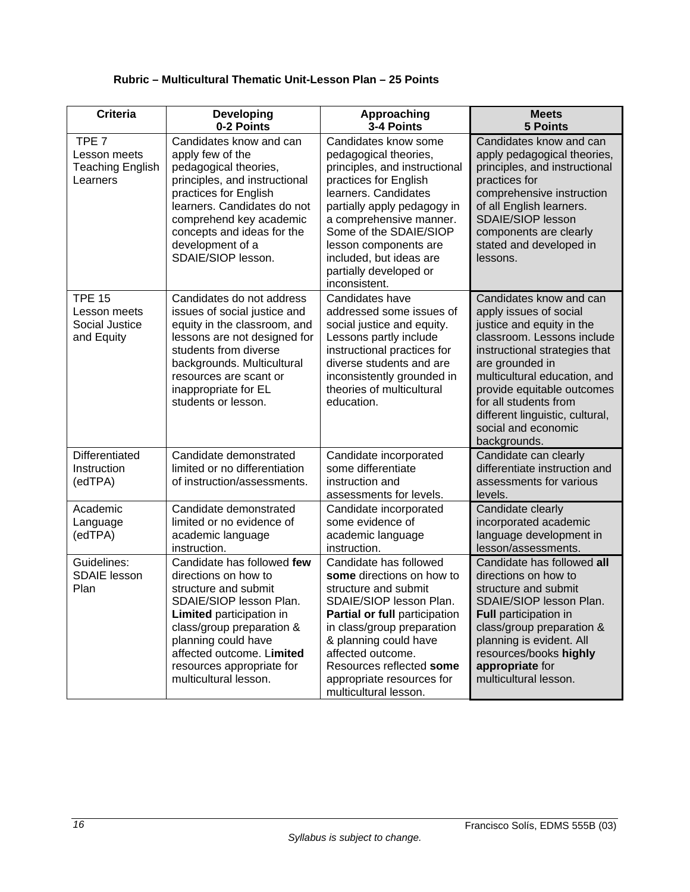**Rubric – Multicultural Thematic Unit-Lesson Plan – 25 Points**

| Criteria | Developing<br>0-2 Points | Approaching<br>3-4 Points | Meets<br>5 Points |
|---|---|---|---|
| TPE 7<br>Lesson meets Teaching English Learners | Candidates know and can apply few of the pedagogical theories, principles, and instructional practices for English learners. Candidates do not comprehend key academic concepts and ideas for the development of a SDAIE/SIOP lesson. | Candidates know some pedagogical theories, principles, and instructional practices for English learners. Candidates partially apply pedagogy in a comprehensive manner. Some of the SDAIE/SIOP lesson components are included, but ideas are partially developed or inconsistent. | Candidates know and can apply pedagogical theories, principles, and instructional practices for comprehensive instruction of all English learners. SDAIE/SIOP lesson components are clearly stated and developed in lessons. |
| TPE 15<br>Lesson meets Social Justice and Equity | Candidates do not address issues of social justice and equity in the classroom, and lessons are not designed for students from diverse backgrounds. Multicultural resources are scant or inappropriate for EL students or lesson. | Candidates have addressed some issues of social justice and equity. Lessons partly include instructional practices for diverse students and are inconsistently grounded in theories of multicultural education. | Candidates know and can apply issues of social justice and equity in the classroom. Lessons include instructional strategies that are grounded in multicultural education, and provide equitable outcomes for all students from different linguistic, cultural, social and economic backgrounds. |
| Differentiated Instruction (edTPA) | Candidate demonstrated limited or no differentiation of instruction/assessments. | Candidate incorporated some differentiate instruction and assessments for levels. | Candidate can clearly differentiate instruction and assessments for various levels. |
| Academic Language (edTPA) | Candidate demonstrated limited or no evidence of academic language instruction. | Candidate incorporated some evidence of academic language instruction. | Candidate clearly incorporated academic language development in lesson/assessments. |
| Guidelines: SDAIE lesson Plan | Candidate has followed **few** directions on how to structure and submit SDAIE/SIOP lesson Plan. **Limited** participation in class/group preparation & planning could have affected outcome. L**imited** resources appropriate for multicultural lesson. | Candidate has followed **some** directions on how to structure and submit SDAIE/SIOP lesson Plan. **Partial or full** participation in class/group preparation & planning could have affected outcome. Resources reflected **some** appropriate resources for multicultural lesson. | Candidate has followed **all** directions on how to structure and submit SDAIE/SIOP lesson Plan. **Full** participation in class/group preparation & planning is evident. All resources/books **highly appropriate** for multicultural lesson. |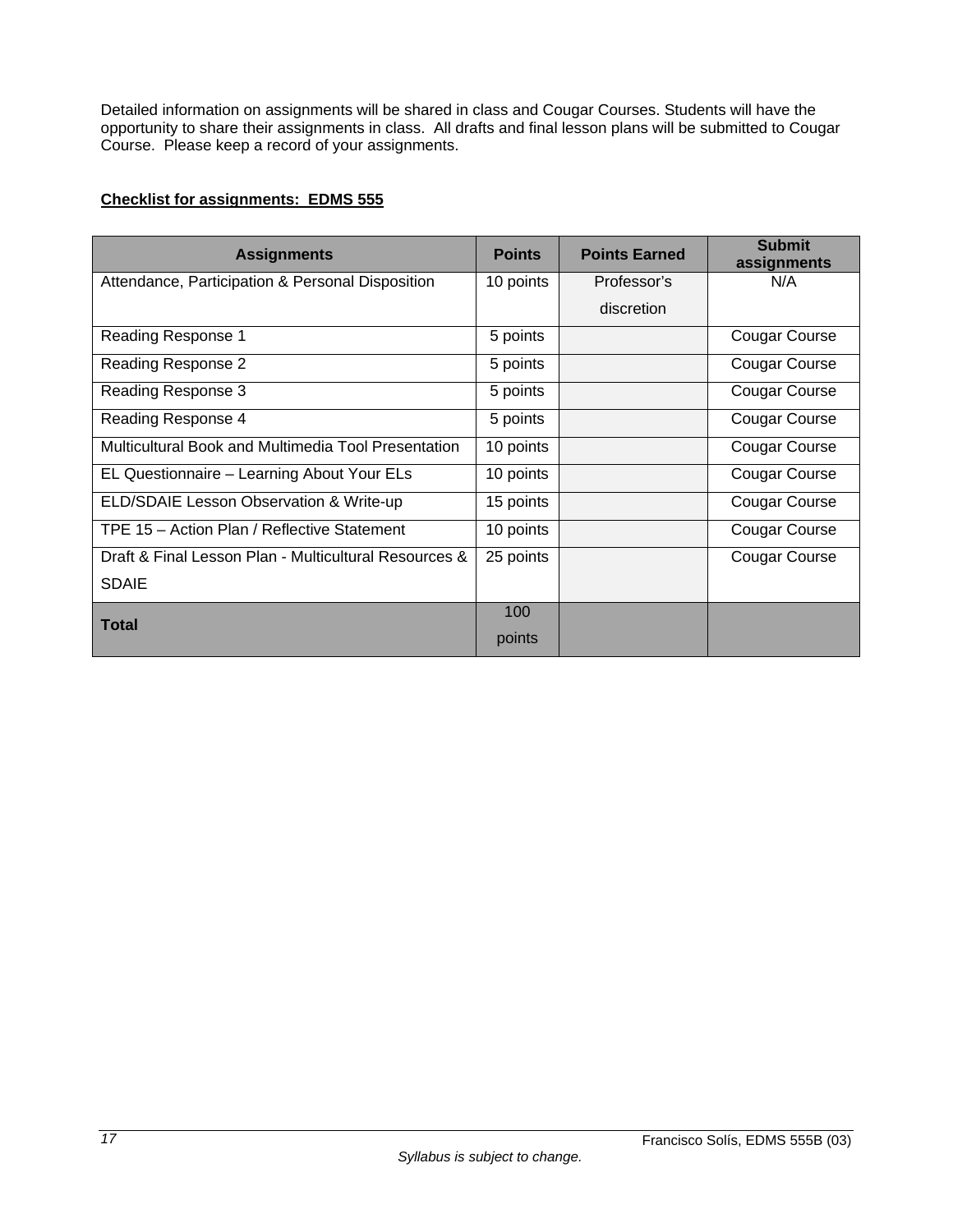Detailed information on assignments will be shared in class and Cougar Courses. Students will have the opportunity to share their assignments in class. All drafts and final lesson plans will be submitted to Cougar Course. Please keep a record of your assignments.

**Checklist for assignments: EDMS 555**

| Assignments | Points | Points Earned | Submit assignments |
|---|---|---|---|
| Attendance, Participation & Personal Disposition | 10 points | Professor's discretion | N/A |
| Reading Response 1 | 5 points | | Cougar Course |
| Reading Response 2 | 5 points | | Cougar Course |
| Reading Response 3 | 5 points | | Cougar Course |
| Reading Response 4 | 5 points | | Cougar Course |
| Multicultural Book and Multimedia Tool Presentation | 10 points | | Cougar Course |
| EL Questionnaire – Learning About Your ELs | 10 points | | Cougar Course |
| ELD/SDAIE Lesson Observation & Write-up | 15 points | | Cougar Course |
| TPE 15 – Action Plan / Reflective Statement | 10 points | | Cougar Course |
| Draft & Final Lesson Plan - Multicultural Resources & SDAIE | 25 points | | Cougar Course |
| **Total** | 100 points | | |

*Syllabus is subject to change.*